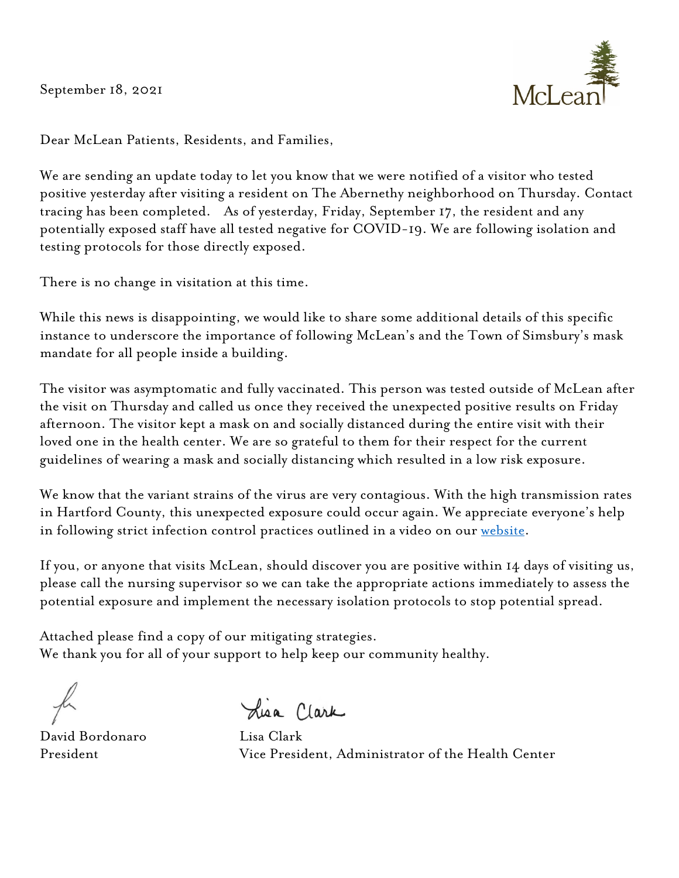September 18, 2021

McLean

Dear McLean Patients, Residents, and Families,

We are sending an update today to let you know that we were notified of a visitor who tested positive yesterday after visiting a resident on The Abernethy neighborhood on Thursday. Contact tracing has been completed. As of yesterday, Friday, September 17, the resident and any potentially exposed staff have all tested negative for COVID-19. We are following isolation and testing protocols for those directly exposed.

There is no change in visitation at this time.

While this news is disappointing, we would like to share some additional details of this specific instance to underscore the importance of following McLean's and the Town of Simsbury's mask mandate for all people inside a building.

The visitor was asymptomatic and fully vaccinated. This person was tested outside of McLean after the visit on Thursday and called us once they received the unexpected positive results on Friday afternoon. The visitor kept a mask on and socially distanced during the entire visit with their loved one in the health center. We are so grateful to them for their respect for the current guidelines of wearing a mask and socially distancing which resulted in a low risk exposure.

We know that the variant strains of the virus are very contagious. With the high transmission rates in Hartford County, this unexpected exposure could occur again. We appreciate everyone's help in following strict infection control practices outlined in a video on our website.

If you, or anyone that visits McLean, should discover you are positive within 14 days of visiting us, please call the nursing supervisor so we can take the appropriate actions immediately to assess the potential exposure and implement the necessary isolation protocols to stop potential spread.

Attached please find a copy of our mitigating strategies.
We thank you for all of your support to help keep our community healthy.

David Bordonaro
President

Lisa Clark
Vice President, Administrator of the Health Center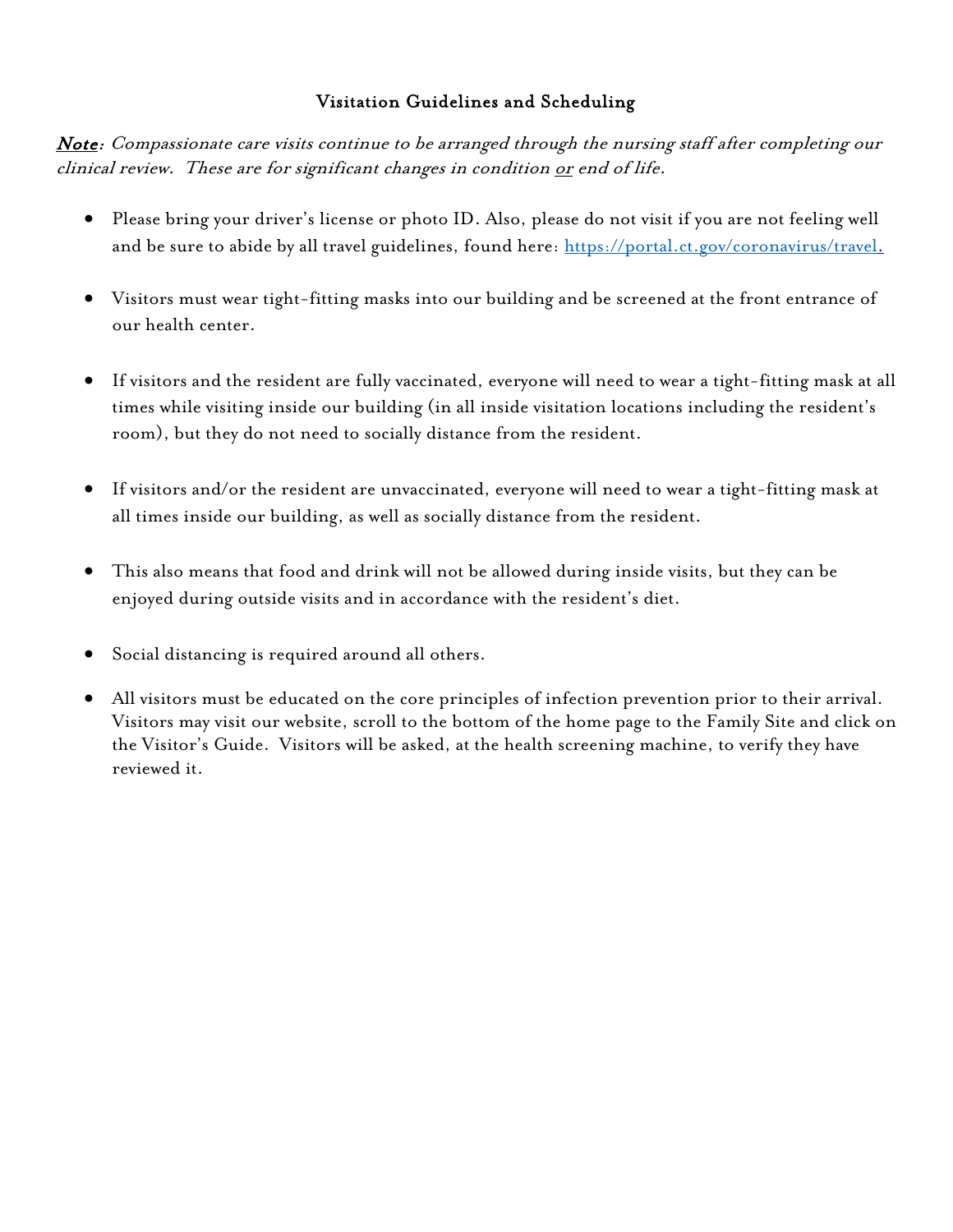## Visitation Guidelines and Scheduling

***Note**: Compassionate care visits continue to be arranged through the nursing staff after completing our clinical review. These are for significant changes in condition or end of life.*

- Please bring your driver's license or photo ID. Also, please do not visit if you are not feeling well and be sure to abide by all travel guidelines, found here: [https://portal.ct.gov/coronavirus/travel.](https://portal.ct.gov/coronavirus/travel)

- Visitors must wear tight-fitting masks into our building and be screened at the front entrance of our health center.

- If visitors and the resident are fully vaccinated, everyone will need to wear a tight-fitting mask at all times while visiting inside our building (in all inside visitation locations including the resident's room), but they do not need to socially distance from the resident.

- If visitors and/or the resident are unvaccinated, everyone will need to wear a tight-fitting mask at all times inside our building, as well as socially distance from the resident.

- This also means that food and drink will not be allowed during inside visits, but they can be enjoyed during outside visits and in accordance with the resident's diet.

- Social distancing is required around all others.

- All visitors must be educated on the core principles of infection prevention prior to their arrival. Visitors may visit our website, scroll to the bottom of the home page to the Family Site and click on the Visitor's Guide. Visitors will be asked, at the health screening machine, to verify they have reviewed it.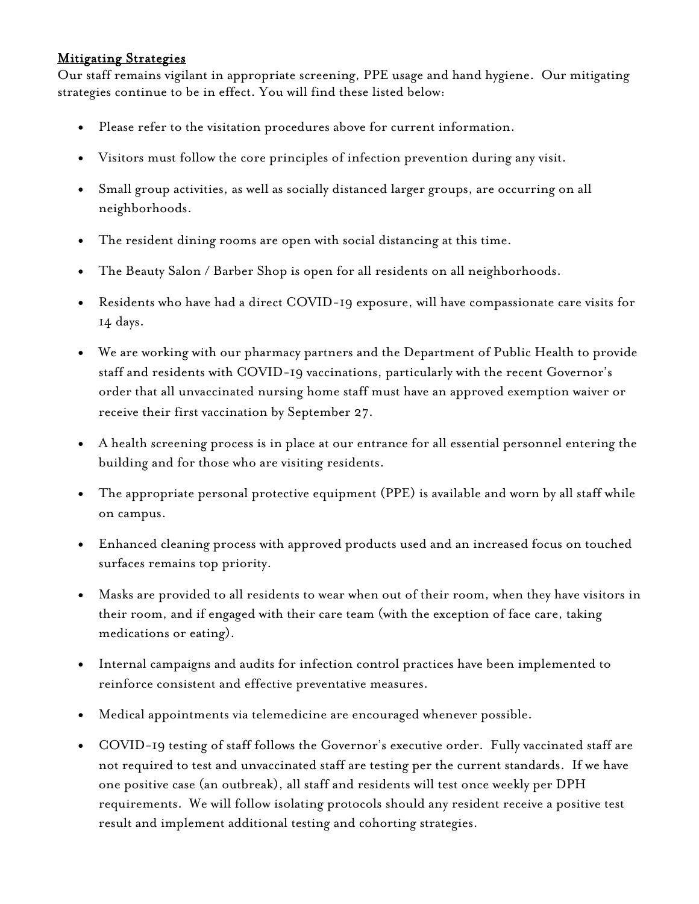## Mitigating Strategies

Our staff remains vigilant in appropriate screening, PPE usage and hand hygiene. Our mitigating strategies continue to be in effect. You will find these listed below:

- Please refer to the visitation procedures above for current information.
- Visitors must follow the core principles of infection prevention during any visit.
- Small group activities, as well as socially distanced larger groups, are occurring on all neighborhoods.
- The resident dining rooms are open with social distancing at this time.
- The Beauty Salon / Barber Shop is open for all residents on all neighborhoods.
- Residents who have had a direct COVID-19 exposure, will have compassionate care visits for 14 days.
- We are working with our pharmacy partners and the Department of Public Health to provide staff and residents with COVID-19 vaccinations, particularly with the recent Governor's order that all unvaccinated nursing home staff must have an approved exemption waiver or receive their first vaccination by September 27.
- A health screening process is in place at our entrance for all essential personnel entering the building and for those who are visiting residents.
- The appropriate personal protective equipment (PPE) is available and worn by all staff while on campus.
- Enhanced cleaning process with approved products used and an increased focus on touched surfaces remains top priority.
- Masks are provided to all residents to wear when out of their room, when they have visitors in their room, and if engaged with their care team (with the exception of face care, taking medications or eating).
- Internal campaigns and audits for infection control practices have been implemented to reinforce consistent and effective preventative measures.
- Medical appointments via telemedicine are encouraged whenever possible.
- COVID-19 testing of staff follows the Governor's executive order. Fully vaccinated staff are not required to test and unvaccinated staff are testing per the current standards. If we have one positive case (an outbreak), all staff and residents will test once weekly per DPH requirements. We will follow isolating protocols should any resident receive a positive test result and implement additional testing and cohorting strategies.